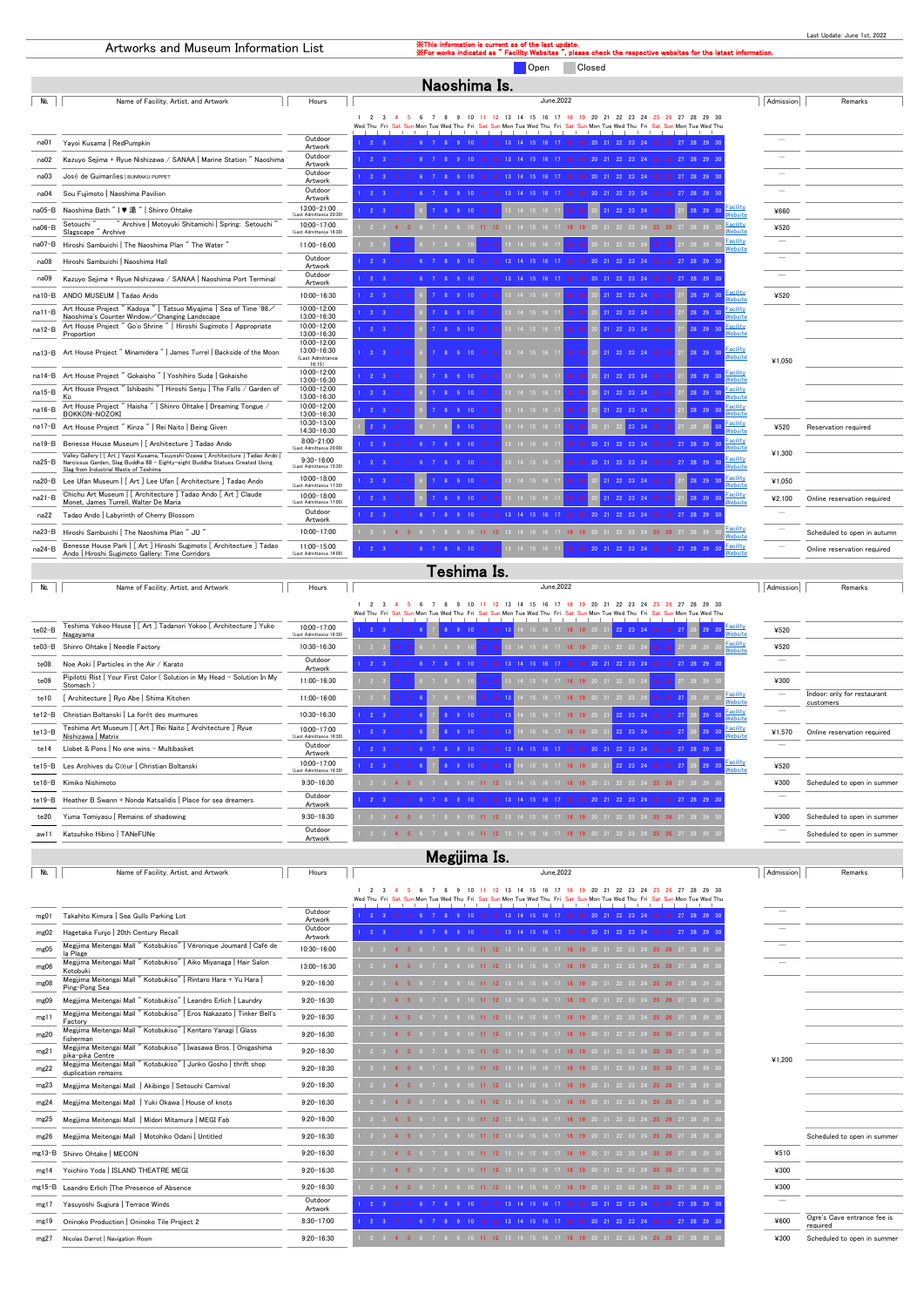Last Update: June 1st, 2022

# Artworks and Museum Information List

※This information is current as of the last update.
※For works indicated as " Facility Websites ", please check the respective websites for the latest information.

Open / Closed

## Naoshima Is.

| №. | Name of Facility, Artist, and Artwork | Hours | June,2022 | Admission | Remarks |
|---|---|---|---|---|---|
| na01 | Yayoi Kusama \| RedPumpkin | Outdoor Artwork | | — | |
| na02 | Kazuyo Sejima + Ryue Nishizawa / SANAA \| Marine Station " Naoshima | Outdoor Artwork | | — | |
| na03 | José de Guimarães \| BUNRAKU PUPPET | Outdoor Artwork | | — | |
| na04 | Sou Fujimoto \| Naoshima Pavilion | Outdoor Artwork | | — | |
| na05-B | Naoshima Bath " I ♥ 湯 " \| Shinro Ohtake | 13:00-21:00 (Last Admittance 20:30) | Facility Website | ¥660 | |
| na06-B | Setouchi " " Archive \| Motoyuki Shitamichi \| Spring: Setouchi " Slagscape " Archive | 10:00-17:00 (Last Admittance 16:30) | Facility Website | ¥520 | |
| na07-B | Hiroshi Sambuichi \| The Naoshima Plan " The Water " | 11:00-16:00 | Facility Website | — | |
| na08 | Hiroshi Sambuichi \| Naoshima Hall | Outdoor Artwork | | — | |
| na09 | Kazuyo Sejima + Ryue Nishizawa / SANAA \| Naoshima Port Terminal | Outdoor Artwork | | — | |
| na10-B | ANDO MUSEUM \| Tadao Ando | 10:00-16:30 | Facility Website | ¥520 | |
| na11-B | Art House Project " Kadoya " \| Tatsuo Miyajima \| Sea of Time '98／ Naoshima's Counter Window／Changing Landscape | 10:00-12:00 13:00-16:30 | Facility Website | ¥1,050 | |
| na12-B | Art House Project " Go'o Shrine " \| Hiroshi Sugimoto \| Appropriate Proportion | 10:00-12:00 13:00-16:30 | Facility Website | | |
| na13-B | Art House Project " Minamidera " \| James Turrel \| Backside of the Moon | 10:00-12:00 13:00-16:30 (Last Admittance 16:15) | Facility Website | | |
| na14-B | Art House Project " Gokaisho " \| Yoshihiro Suda \| Gokaisho | 10:00-12:00 13:00-16:30 | Facility Website | | |
| na15-B | Art House Project " Ishibashi " \| Hiroshi Senju \| The Falls / Garden of Kū | 10:00-12:00 13:00-16:30 | Facility Website | | |
| na16-B | Art House Project " Haisha " \| Shinro Ohtake \| Dreaming Tongue / BOKKON-NOZOKI | 10:00-12:00 13:00-16:30 | Facility Website | | |
| na17-B | Art House Project " Kinza " \| Rei Naito \| Being Given | 10:30-13:00 14:30-16:30 | Facility Website | ¥520 | Reservation required |
| na19-B | Benesse House Museum \| [ Architecture ] Tadao Ando | 8:00-21:00 (Last Admittance 20:00) | Facility Website | ¥1,300 | |
| na25-B | Valley Gallery \| [ Art ] Yayoi Kusama, Tsuyoshi Ozawa \| [ Architecture ] Tadao Ando \| Narcissus Garden, Slag Buddha 88 - Eighty-eight Buddha Statues Created Using Slag from Industrial Waste of Teshima | 9:30-16:00 (Last Admittance 15:30) | Facility Website | | |
| na20-B | Lee Ufan Museum \| [ Art ] Lee Ufan [ Architecture ] Tadao Ando | 10:00-18:00 (Last Admittance 17:30) | Facility Website | ¥1,050 | |
| na21-B | Chichu Art Museum \| [ Architecture ] Tadao Ando [ Art ] Claude Monet, James Turrell, Walter De Maria | 10:00-18:00 (Last Admittance 17:00) | Facility Website | ¥2,100 | Online reservation required |
| na22 | Tadao Ando \| Labyrinth of Cherry Blossom | Outdoor Artwork | | — | |
| na23-B | Hiroshi Sambuichi \| The Naoshima Plan " JU " | 10:00-17:00 | Facility Website | — | Scheduled to open in autumn |
| na24-B | Benesse House Park \| [ Art ] Hiroshi Sugimoto [ Architecture ] Tadao Ando \| Hiroshi Sugimoto Gallery: Time Corridors | 11:00-15:00 (Last Admittance 14:00) | Facility Website | — | Online reservation required |

## Teshima Is.

| №. | Name of Facility, Artist, and Artwork | Hours | June,2022 | Admission | Remarks |
|---|---|---|---|---|---|
| te02-B | Teshima Yokoo House \| [ Art ] Tadanori Yokoo [ Architecture ] Yuko Nagayama | 10:00-17:00 (Last Admittance 16:30) | Facility Website | ¥520 | |
| te03-B | Shinro Ohtake \| Needle Factory | 10:30-16:30 | Facility Website | ¥520 | |
| te08 | Noe Aoki \| Particles in the Air / Karato | Outdoor Artwork | | — | |
| te09 | Pipilotti Rist \| Your First Color ( Solution in My Head - Solution In My Stomach ) | 11:00-16:30 | | ¥300 | |
| te10 | [ Architecture ] Ryo Abe \| Shima Kitchen | 11:00-16:00 | Facility Website | — | Indoor: only for restaurant customers |
| te12-B | Christian Boltanski \| La forêt des murmures | 10:30-16:30 | Facility Website | — | |
| te13-B | Teshima Art Museum \| [ Art ] Rei Naito [ Architecture ] Ryue Nishizawa \| Matrix | 10:00-17:00 (Last Admittance 16:30) | Facility Website | ¥1,570 | Online reservation required |
| te14 | Llobet & Pons \| No one wins - Multibasket | Outdoor Artwork | | — | |
| te15-B | Les Archives du Cœur \| Christian Boltanski | 10:00-17:00 (Last Admittance 16:30) | Facility Website | ¥520 | |
| te18-B | Kimiko Nishimoto | 9:30-16:30 | | ¥300 | Scheduled to open in summer |
| te19-B | Heather B Swann + Nonda Katsalidis \| Place for sea dreamers | Outdoor Artwork | | — | |
| te20 | Yuma Tomiyasu \| Remains of shadowing | 9:30-16:30 | | ¥300 | Scheduled to open in summer |
| aw11 | Katsuhiko Hibino \| TANeFUNe | Outdoor Artwork | | — | Scheduled to open in summer |

## Megijima Is.

| №. | Name of Facility, Artist, and Artwork | Hours | June,2022 | Admission | Remarks |
|---|---|---|---|---|---|
| mg01 | Takahito Kimura \| Sea Gulls Parking Lot | Outdoor Artwork | | — | |
| mg02 | Hagetaka Funjo \| 20th Century Recall | Outdoor Artwork | | — | |
| mg05 | Megijima Meitengai Mall " Kotobukiso" \| Véronique Joumard \| Café de la Plage | 10:30-16:00 | | — | |
| mg06 | Megijima Meitengai Mall " Kotobukiso" \| Aiko Miyanaga \| Hair Salon Kotobuki | 13:00-16:30 | | — | |
| mg08 | Megijima Meitengai Mall " Kotobukiso" \| Rintaro Hara + Yu Hara \| Ping-Pong Sea | 9:20-16:30 | | ¥1,200 | |
| mg09 | Megijima Meitengai Mall " Kotobukiso" \| Leandro Erlich \| Laundry | 9:20-16:30 | | | |
| mg11 | Megijima Meitengai Mall " Kotobukiso" \| Eros Nakazato \| Tinker Bell's Factory | 9:20-16:30 | | | |
| mg20 | Megijima Meitengai Mall " Kotobukiso" \| Kentaro Yanagi \| Glass fisherman | 9:20-16:30 | | | |
| mg21 | Megijima Meitengai Mall " Kotobukiso" \| Iwasawa Bros. \| Onigashima pika-pika Centre | 9:20-16:30 | | | |
| mg22 | Megijima Meitengai Mall " Kotobukiso" \| Junko Gosho \| thrift shop duplication remains | 9:20-16:30 | | | |
| mg23 | Megijima Meitengai Mall \| Akibingo \| Setouchi Carnival | 9:20-16:30 | | | |
| mg24 | Megijima Meitengai Mall \| Yuki Okawa \| House of knots | 9:20-16:30 | | | |
| mg25 | Megijima Meitengai Mall \| Midori Mitamura \| MEGI Fab | 9:20-16:30 | | | |
| mg26 | Megijima Meitengai Mall \| Motohiko Odani \| Untitled | 9:20-16:30 | | | Scheduled to open in summer |
| mg13-B | Shinro Ohtake \| MECON | 9:20-16:30 | | ¥510 | |
| mg14 | Yoichiro Yoda \| ISLAND THEATRE MEGI | 9:20-16:30 | | ¥300 | |
| mg15-B | Leandro Erlich \|The Presence of Absence | 9:20-16:30 | | ¥300 | |
| mg17 | Yasuyoshi Sugiura \| Terrace Winds | Outdoor Artwork | | — | |
| mg19 | Oninoko Production \| Oninoko Tile Project 2 | 8:30-17:00 | | ¥600 | Ogre's Cave entrance fee is required |
| mg27 | Nicolas Darrot \| Navigation Room | 9:20-16:30 | | ¥300 | Scheduled to open in summer |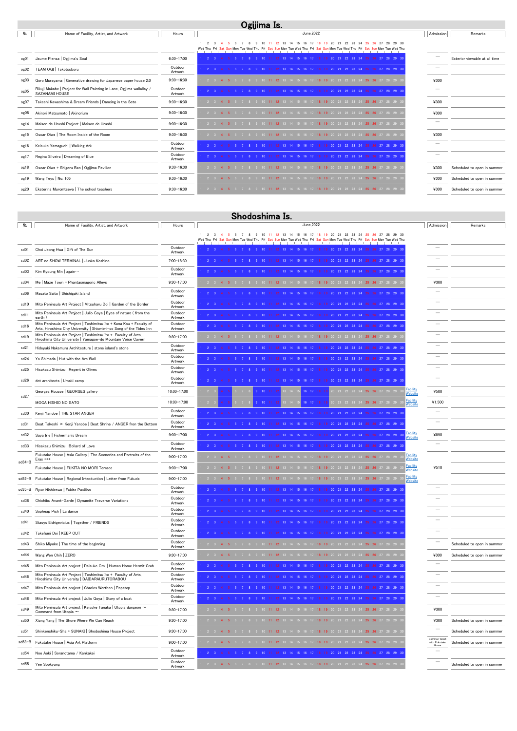# Ogijima Is.

| No. | Name of Facility, Artist, and Artwork | Hours | June,2022 | Admission | Remarks |
|---|---|---|---|---|---|
| og01 | Jaume Plensa ｜ Ogijima's Soul | 6:30-17:00 | | — | Exterior viewable at all time |
| og02 | TEAM OGI ｜ Takotsuboru | Outdoor Artwork | | — | |
| og03 | Goro Murayama ｜ Generative drawing for Japanese paper house 2.0 | 9:30-16:30 | | ¥300 | |
| og05 | Rikuji Makabe ｜ Project for Wall Painting in Lane, Ogijima wallallay / SAZANAMI HOUSE | Outdoor Artwork | | — | |
| og07 | Takeshi Kawashima & Dream Friends ｜ Dancing in the Seto | 9:30-16:30 | | ¥300 | |
| og08 | Akinori Matsumoto ｜ Akinorium | 9:30-16:30 | | ¥300 | |
| og14 | Maison de Urushi Project ｜ Maison de Urushi | 9:00-16:30 | | — | |
| og15 | Oscar Oiwa ｜ The Room Inside of the Room | 9:30-16:30 | | ¥300 | |
| og16 | Keisuke Yamaguchi ｜ Walking Ark | Outdoor Artwork | | — | |
| og17 | Regina Silveira ｜ Dreaming of Blue | Outdoor Artwork | | — | |
| og18 | Oscar Oiwa + Shigeru Ban ｜ Ogijima Pavilion | 9:30-16:30 | | ¥300 | Scheduled to open in summer |
| og19 | Wang Teyu ｜ No. 105 | 9:30-16:30 | | ¥300 | Scheduled to open in summer |
| og20 | Ekaterina Muromtseva ｜ The school teachers | 9:30-16:30 | | ¥300 | Scheduled to open in summer |

# Shodoshima Is.

| No. | Name of Facility, Artist, and Artwork | Hours | June,2022 | | Admission | Remarks |
|---|---|---|---|---|---|---|
| sd01 | Choi Jeong Hwa ｜ Gift of The Sun | Outdoor Artwork | | | — | |
| sd02 | ART no SHOW TERMINAL ｜ Junko Koshino | 7:00-18:30 | | | — | |
| sd03 | Kim Kyoung Min ｜ again… | Outdoor Artwork | | | — | |
| sd04 | Me ｜ Maze Town ~ Phantasmagoric Alleys | 9:30-17:00 | | | ¥300 | |
| sd06 | Masato Saito ｜ Shishigaki Island | Outdoor Artwork | | | — | |
| sd10 | Mito Peninsula Art Project ｜ Mitsuharu Doi ｜ Garden of the Border | Outdoor Artwork | | | — | |
| sd11 | Mito Peninsula Art Project ｜ Julio Goya ｜ Eyes of nature ( from the earth ) | Outdoor Artwork | | | — | |
| sd16 | Mito Peninsula Art Project ｜ Toshimitsu Ito + Kana Kou + Faculty of Arts, Hiroshima City University ｜ Shiomimi-so Song of the Tides Inn | Outdoor Artwork | | | — | |
| sd19 | Mito Peninsula Art Project ｜ Toshimitsu Ito + Faculty of Arts, Hiroshima City University ｜ Yamagoe-do Mountain Voice Cavern | 9:30-17:00 | | | — | |
| sd21 | Hideyuki Nakamura Architecture ｜ stone island's stone | Outdoor Artwork | | | — | |
| sd24 | Yo Shimada ｜ Hut with the Arc Wall | Outdoor Artwork | | | — | |
| sd25 | Hisakazu Shimizu ｜ Regent in Olives | Outdoor Artwork | | | — | |
| sd26 | dot architects ｜ Umaki camp | Outdoor Artwork | | | — | |
| sd27 | Georges Rousse ｜ GEORGES gallery | 10:00-17:00 | | Facility Website | ¥500 | |
| | MOCA HISHIO NO SATO | 10:00-17:00 | | Facility Website | ¥1,500 | |
| sd30 | Kenji Yanobe ｜ THE STAR ANGER | Outdoor Artwork | | | — | |
| sd31 | Beat Takeshi × Kenji Yanobe ｜ Beat Shrine / ANGER from the Bottom | Outdoor Artwork | | | — | |
| sd32 | Saya Irie ｜ Fisherman's Dream | 9:00-17:00 | | Facility Website | ¥890 | |
| sd33 | Hisakazu Shimizu ｜ Bollard of Love | Outdoor Artwork | | | — | |
| sd34-B | Fukutake House ｜ Asia Gallery ｜ The Sceneries and Portraits of the Eras +++ | 9:00-17:00 | | Facility Website | ¥510 | |
| | Fukutake House ｜ FUKITA NO MORI Terrace | 9:00-17:00 | | Facility Website | | |
| sd52-B | Fukutake House ｜ Regional Introduction ｜ Letter from Fukuda | 9:00-17:00 | | Facility Website | | |
| sd35-B | Ryue Nishizawa ｜ Fukita Pavilion | Outdoor Artwork | | | — | |
| sd38 | Chichibu Avant-Garde ｜ Dynamite Traverse Variations | Outdoor Artwork | | | — | |
| sd40 | Sopheap Pich ｜ La dance | Outdoor Artwork | | | — | |
| sd41 | Stasys Eidrigevicius ｜ Together / FRIENDS | Outdoor Artwork | | | — | |
| sd42 | Takefumi Doi ｜ KEEP OUT | Outdoor Artwork | | | — | |
| sd43 | Shiko Miyake ｜ The time of the beginning | Outdoor Artwork | | | — | Scheduled to open in summer |
| sd44 | Wang Wen Chih ｜ ZERO | 9:30-17:00 | | | ¥300 | Scheduled to open in summer |
| sd45 | Mito Peninsula Art project ｜ Daisuke Omi ｜ Human Home Hermit Crab | Outdoor Artwork | | | — | |
| sd46 | Mito Peninsula Art Project ｜ Toshimitsu Ito + Faculty of Arts, Hiroshima City University ｜ DAIDARAURUTORABOU | Outdoor Artwork | | | — | |
| sd47 | Mito Peninsula Art project ｜ Charles Worthen ｜ Popstop | Outdoor Artwork | | | — | |
| sd48 | Mito Peninsula Art project ｜ Julio Goya ｜ Story of a boat | Outdoor Artwork | | | — | |
| sd49 | Mito Peninsula Art project ｜ Keisuke Tanaka ｜ Utopia dungeon ~ Command from Utopia ~ | 9:30-17:00 | | | ¥300 | |
| sd50 | Xiang Yang ｜ The Shore Where We Can Reach | 9:30-17:00 | | | ¥300 | Scheduled to open in summer |
| sd51 | Shinkenchiku-Sha + SUNAKI ｜ Shodoshima House Project | 9:30-17:00 | | | — | Scheduled to open in summer |
| sd53-B | Fukutake House ｜ Asia Art Platform | 9:00-17:00 | | | Common ticket with Fukutake House | Scheduled to open in summer |
| sd54 | Noe Aoki ｜ Soranotama / Kankakei | Outdoor Artwork | | | — | |
| sd55 | Yee Sookyung | Outdoor Artwork | | | — | Scheduled to open in summer |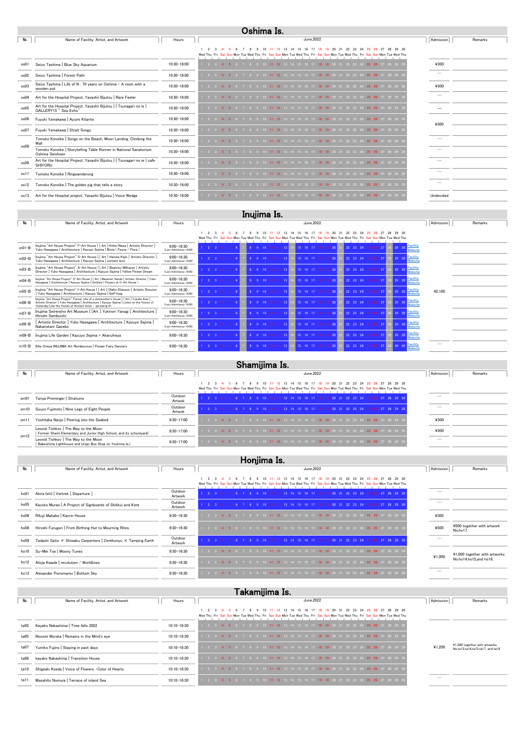# Oshima Is.

| No. | Name of Facility, Artist, and Artwork | Hours | June,2022 | Admission | Remarks |
|---|---|---|---|---|---|
| os01 | Seizo Tashima ｜ Blue Sky Aquarium | 10:30-16:00 | 1–30 | ¥300 | |
| os02 | Seizo Tashima ｜ Forest Path | 10:30-16:00 | 1–30 | — | |
| os03 | Seizo Tashima ｜ Life of N : 70 years on Oshima – A room with a wooden pot | 10:30-16:00 | 1–30 | ¥300 | |
| os04 | Art for the Hospital Project, Yasashii Bijutsu ｜ Rare Feeler | 10:30-16:00 | 1–30 | — | |
| os05 | Art for the Hospital Project, Yasashii Bijutsu ｜ [ Tsunagari no ie ] GALLERY15 " Sea Echo" | 10:30-16:00 | 1–30 | — | |
| os06 | Fuyuki Yamakawa ｜ Ayumi Kitarite | 10:30-16:00 | 1–30 | ¥300 | |
| os07 | Fuyuki Yamakawa ｜ Strait Songs | 10:30-16:00 | 1–30 | | |
| os08 | Tomoko Konoike ｜ Songs on the Beach, Moon Landing, Climbing the Wall | 10:30-16:00 | 1–30 | — | |
| | Tomoko Konoike ｜ Storytelling Table Runner in National Sanatorium Oshima Seishoen | 10:30-16:00 | 1–30 | — | |
| os09 | Art for the Hospital Project, Yasashii Bijutsu ｜ [ Tsunagari no ie ] cafe SHIYORU | 10:30-16:00 | 1–30 | — | |
| os11 | Tomoko Konoike ｜ Ringwanderung | 10:30-16:00 | 1–30 | — | |
| os12 | Tomoko Konoike ｜ The golden pig that tells a story | 10:30-16:00 | 1–30 | — | |
| os13 | Art for the Hospital project, Yasashii Bijutsu ｜ Voice Wedge | 10:30-16:00 | 1–30 | Undecided | |

# Inujima Is.

| No. | Name of Facility, Artist, and Artwork | Hours | June,2022 | Admission | Remarks |
|---|---|---|---|---|---|
| in01-B | Inujima "Art House Project" F-Art House ｜ [ Art ] Kohei Nawa [ Artistic Director ] Yuko Hasegawa [ Architecture ] Kazuyo Sejima ｜ Biota ( Fauna / Flora ) | 9:00-16:30 (Last Admittance 16:00) | 1–30 | ¥2,100 | Facility Website |
| in02-B | Inujima "Art House Project" S-Art House ｜ [ Art ] Haruka Kojin [ Artistic Director ] Yuko Hasegawa [ Architecture ] Kazuyo Sejima ｜ contact lens | 9:00-16:30 (Last Admittance 16:00) | 1–30 | | Facility Website |
| in03-B | Inujima "Art House Project" A-Art House ｜ [ Art ] Beatriz Milhazes [ Artistic Director ] Yuko Hasegawa [ Architecture ] Kazuyo Sejima ｜ Yellow Flower Dream | 9:00-16:30 (Last Admittance 16:00) | 1–30 | | Facility Website |
| in04-B | Inujima "Art House Project" C-Art House ｜ [ Art ] Masanori Handa [ Artistic Director ] Yuko Hasegawa [ Architecture ] Kazuyo Sejima ｜ Untitled ( Flowers at C-Art House ) | 9:00-16:30 (Last Admittance 16:00) | 1–30 | | Facility Website |
| in05-B | Inujima "Art House Project" I-Art House ｜ [ Art ] Olafur Eliasson [ Artistic Director ] Yuko Hasegawa [ Architecture ] Kazuyo Sejima ｜ Self-loop | 9:00-16:30 (Last Admittance 16:00) | 1–30 | | Facility Website |
| in06-B | Inujima "Art House Project" Former site of a stonecutter's house ｜ [ Art ] Yusuke Asai [ Artistic Director ] Yuko Hasegawa [ Architecture ] Kazuyo Sejima ｜ Listen to the Voices of Yesterday Like the Voices of Ancient times / sprouting 01 | 9:00-16:30 (Last Admittance 16:00) | 1–30 | | Facility Website |
| in07-B | Inujima Seirensho Art Museum ｜ [ Art ] Yukinori Yanagi [ Architecture ] Hiroshi Sambuichi | 9:00-16:30 (Last Admittance 16:00) | 1–30 | | Facility Website |
| in08-B | [ Artistis Director ] Yuko Hasegawa [ Architecture ] Kazuyo Sejima ｜ Nakanotani Gazebo | 9:00-16:30 (Last Admittance 16:00) | 1–30 | | Facility Website |
| in09-B | Inujima Life Garden ｜ Kazuyo Sejima + Akaruiheya | 9:00-16:30 | 1–30 | | Facility Website |
| in10-B | Ellie Omiya INUJIMA Art Rendezvous ｜ Flower Fairy Dancers | 9:00-16:30 | 1–30 | — | Facility Website |

# Shamijima Is.

| No. | Name of Facility, Artist, and Artwork | Hours | June,2022 | Admission | Remarks |
|---|---|---|---|---|---|
| sm01 | Tanya Preminger ｜ Stratums | Outdoor Artwork | 1–30 | — | |
| sm10 | Syuzo Fujimoto ｜ Nine Legs of Eight People | Outdoor Artwork | 1–30 | — | |
| sm11 | Yoshitaka Nanjo ｜ Peering into the Seabed | 9:30-17:00 | 1–30 | ¥300 | |
| sm12 | Leonid Tishkov ｜ The Way to the Moon ( Former Shami Elementary and Junior High School, and its schoolyard) | 9:30-17:00 | 1–30 | ¥300 | |
| | Leonid Tishkov ｜ The Way to the Moon ( Nabeshima Lighthouse and Urajo Bus Stop on Yoshima Is.) | 9:30-17:00 | 1–30 | — | |

# Honjima Is.

| No. | Name of Facility, Artist, and Artwork | Hours | June,2022 | Admission | Remarks |
|---|---|---|---|---|---|
| ho01 | Akira Ishii ｜ Vertrek [ Departure ] | Outdoor Artwork | 1–30 | — | |
| ho05 | Kazuko Murao ｜ A Project of Signboards of Shikkui and Kote | Outdoor Artwork | 1–30 | — | |
| ho06 | Rikuji Makabe ｜ Kanrin House | 9:30-16:30 | 1–30 | ¥300 | |
| ho08 | Hiroshi Furugori ｜ From Birthing Hut to Mourning Rites | 9:30-16:30 | 1–30 | ¥500 | ¥500 together with artwork No.ho17. |
| ho09 | Tadashi Saito × Shiwaku Carpenters ｜ Zenkkonyu × Tamping Earth | Outdoor Artwork | 1–30 | — | |
| ho10 | Su-Mei Tse ｜ Moony Tunes | 9:30-16:30 | 1–30 | ¥1,000 | ¥1,000 together with artworks No.ho14,ho15,and ho16. |
| ho12 | Alicja Kwade ｜ revolution / Worldlines | 9:30-16:30 | 1–30 | | |
| ho13 | Alexander Ponomarev ｜ Bottom Sky | 9:30-16:30 | 1–30 | — | |

# Takamijima Is.

| No. | Name of Facility, Artist, and Artwork | Hours | June,2022 | Admission | Remarks |
|---|---|---|---|---|---|
| ta02 | Kayako Nakashima ｜ Time falls 2022 | 10:10-16:30 | 1–30 | ¥1,200 | ¥1,200 together with artworks No.ta13,ta14,ta15,ta17, and ta19 |
| ta05 | Nozomi Murata ｜ Remains in the Mind's eye | 10:10-16:30 | 1–30 | | |
| ta07 | Yumiko Fujino ｜ Staying in past days | 10:10-16:30 | 1–30 | | |
| ta08 | kayako Nakashima ｜ Transition House | 10:10-16:30 | 1–30 | | |
| ta10 | Shigeaki Koeda ｜ Voice of Flowers -Color of Hearts | 10:10-16:30 | 1–30 | | |
| ta11 | Masahito Nomura ｜ Terrace of inland Sea | 10:10-16:30 | 1–30 | — | |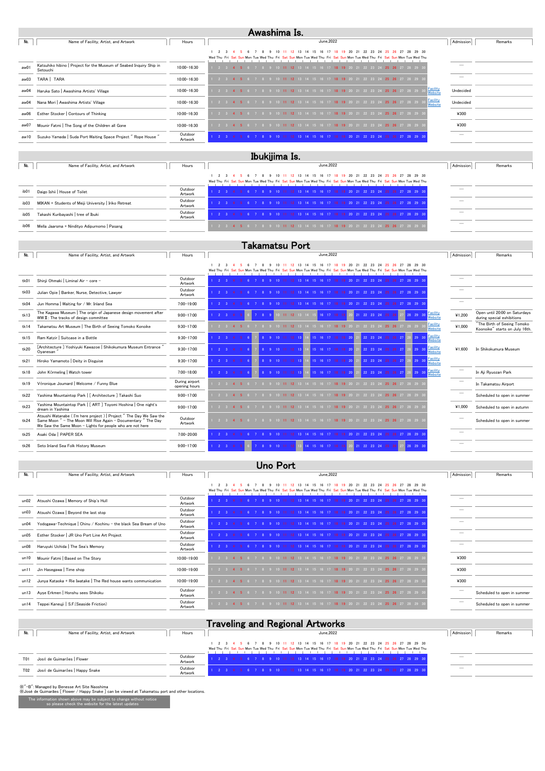# Awashima Is.

| No. | Name of Facility, Artist, and Artwork | Hours | June,2022 | Admission | Remarks |
|---|---|---|---|---|---|
| aw01 | Katsuhiko hibino ∣ Project for the Museum of Seabed Inquiry Ship in Setouchi | 10:00~16:30 | | — | |
| aw03 | TARA ∣ TARA | 10:00~16:30 | | — | |
| aw04 | Haruka Sato ∣ Awashima Artists' Village | 10:00~16:30 | Facility Website | Undecided | |
| aw04 | Nana Mori ∣ Awashima Artists' Village | 10:00~16:30 | Facility Website | Undecided | |
| aw06 | Esther Stocker ∣ Contours of Thinking | 10:00~16:30 | | ¥300 | |
| aw07 | Mounir Fatmi ∣ The Song of the Children all Gone | 10:00~16:30 | | ¥300 | |
| aw10 | Suzuko Yamada ∣ Suda Port Waiting Space Project " Rope House " | Outdoor Artwork | | — | |

# Ibukijima Is.

| No. | Name of Facility, Artist, and Artwork | Hours | June,2022 | Admission | Remarks |
|---|---|---|---|---|---|
| ib01 | Daigo Ishii ∣ House of Toilet | Outdoor Artwork | | — | |
| ib03 | MIKAN + Students of Meiji University ∣ Iriko Retreat | Outdoor Artwork | | — | |
| ib05 | Takashi Kuribayashi ∣ tree of Ibuki | Outdoor Artwork | | — | |
| ib06 | Mella Jaarsma + Nindityo Adipurnomo ∣ Pasang | | | — | |

# Takamatsu Port

| No. | Name of Facility, Artist, and Artwork | Hours | June,2022 | Admission | Remarks |
|---|---|---|---|---|---|
| tk01 | Shinji Ohmaki ∣ Liminal Air - core - | Outdoor Artwork | | — | |
| tk03 | Julian Opie ∣ Banker, Nurse, Detective, Lawyer | Outdoor Artwork | | — | |
| tk04 | Jun Homma ∣ Waiting for / Mr. Inland Sea | 7:00~19:00 | | — | |
| tk13 | The Kagawa Museum ∣ The origin of Japanese design movement after WWⅡ: The tracks of design committee | 9:00~17:00 | Facility Website | ¥1,200 | Open until 20:00 on Saturdays during special exhibitions |
| tk14 | Takamatsu Art Museum ∣ The Birth of Seeing Tomoko Konoike | 9:30~17:00 | Facility Website | ¥1,000 | "The Birth of Seeing Tomoko Koonoike" starts on July 16th. |
| tk15 | Ram Katzir ∣ Suitcase in a Bottle | 9:30~17:00 | Facility Website | ¥1,600 | In Shikokumura Museum |
| tk20 | [Architecture ] Yoshiyuki Kawazoe ∣ Shikokumura Museum Entrance " Oyanesan " | 9:30~17:00 | Facility Website | | |
| tk21 | Hiroko Yamamoto ∣ Deity in Disguise | 9:30~17:00 | Facility Website | | |
| tk18 | John Körmeling ∣ Watch tower | 7:00~18:00 | Facility Website | — | In Aji Ryuozan Park |
| tk19 | Véronique Joumard ∣ Welcome / Funny Blue | During airport opening hours | | — | In Takamatsu Airport |
| tk22 | Yashima Mountaintop Park ∣ [ Architecture ] Takashi Suo | 9:00~17:00 | | — | Scheduled to open in summer |
| tk23 | Yashima Mountaintop Park ∣ [ ART ] Toyomi Hoshina ∣ One night's dream in Yashima | 9:00~17:00 | | ¥1,000 | Scheduled to open in autumn |
| tk24 | Atsushi Watanabe ( I'm here project ) ∣ Project " The Day We Saw the Same Moon " - The Moon Will Rise Again - Documentary " The Day We Saw the Same Moon - Lights for people who are not here | Outdoor Artwork | | — | Scheduled to open in summer |
| tk25 | Asaki Oda ∣ PAPER SEA | 7:00~20:00 | | — | |
| tk26 | Seto Inland Sea Folk History Museum | 9:00~17:00 | | — | |

# Uno Port

| No. | Name of Facility, Artist, and Artwork | Hours | June,2022 | Admission | Remarks |
|---|---|---|---|---|---|
| un02 | Atsushi Ozawa ∣ Memory of Ship's Hull | Outdoor Artwork | | — | |
| un03 | Atsushi Ozawa ∣ Beyond the last stop | Outdoor Artwork | | — | |
| un04 | Yodogawa-Technique ∣ Chinu / Kochinu - the black Sea Bream of Uno | Outdoor Artwork | | — | |
| un05 | Esther Stocker ∣ JR Uno Port Line Art Project | Outdoor Artwork | | — | |
| un08 | Haruyuki Uchida ∣ The Sea's Memory | Outdoor Artwork | | — | |
| un10 | Mounir Fatmi ∣ Based on The Story | 10:00~19:00 | | ¥300 | |
| un11 | Jin Hasegawa ∣ Time shop | 10:00~19:00 | | ¥300 | |
| un12 | Junya Kataoka + Rie Iwatake ∣ The Red house wants communication | 10:00~19:00 | | ¥300 | |
| un13 | Ayse Erkmen ∣ Honshu sees Shikoku | Outdoor Artwork | | — | Scheduled to open in summer |
| un14 | Teppei Kaneuji ∣ S.F.(Seaside Friction) | Outdoor Artwork | | — | Scheduled to open in summer |

# Traveling and Regional Artworks

| No. | Name of Facility, Artist, and Artwork | Hours | June,2022 | Admission | Remarks |
|---|---|---|---|---|---|
| T01 | José de Guimarães ∣ Flower | Outdoor Artwork | | — | |
| T02 | José de Guimarães ∣ Happy Snake | Outdoor Artwork | | — | |

※"-B": Managed by Benesse Art Site Naoshima
※José de Guimarães [ Flower / Happy Snake ] can be viewed at Takamatsu port and other locations.

The information shown above may be subject to change without notice so please check the website for the latest updates